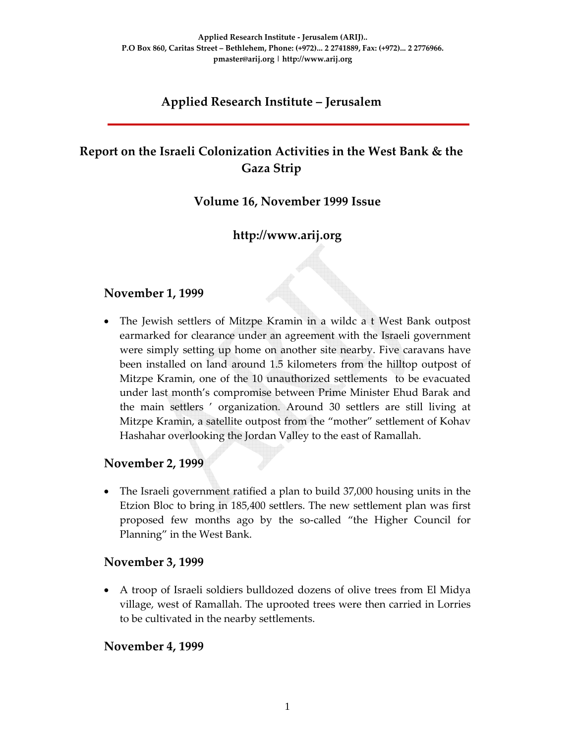Applied Research Institute - Jerusalem (ARIJ)..
P.O Box 860, Caritas Street – Bethlehem, Phone: (+972)... 2 2741889, Fax: (+972)... 2 2776966.
pmaster@arij.org | http://www.arij.org

# Applied Research Institute – Jerusalem

## Report on the Israeli Colonization Activities in the West Bank & the Gaza Strip

### Volume 16, November 1999 Issue

### http://www.arij.org

### November 1, 1999

- The Jewish settlers of Mitzpe Kramin in a wildc a t West Bank outpost earmarked for clearance under an agreement with the Israeli government were simply setting up home on another site nearby. Five caravans have been installed on land around 1.5 kilometers from the hilltop outpost of Mitzpe Kramin, one of the 10 unauthorized settlements to be evacuated under last month's compromise between Prime Minister Ehud Barak and the main settlers ' organization. Around 30 settlers are still living at Mitzpe Kramin, a satellite outpost from the "mother" settlement of Kohav Hashahar overlooking the Jordan Valley to the east of Ramallah.

### November 2, 1999

- The Israeli government ratified a plan to build 37,000 housing units in the Etzion Bloc to bring in 185,400 settlers. The new settlement plan was first proposed few months ago by the so-called "the Higher Council for Planning" in the West Bank.

### November 3, 1999

- A troop of Israeli soldiers bulldozed dozens of olive trees from El Midya village, west of Ramallah. The uprooted trees were then carried in Lorries to be cultivated in the nearby settlements.

### November 4, 1999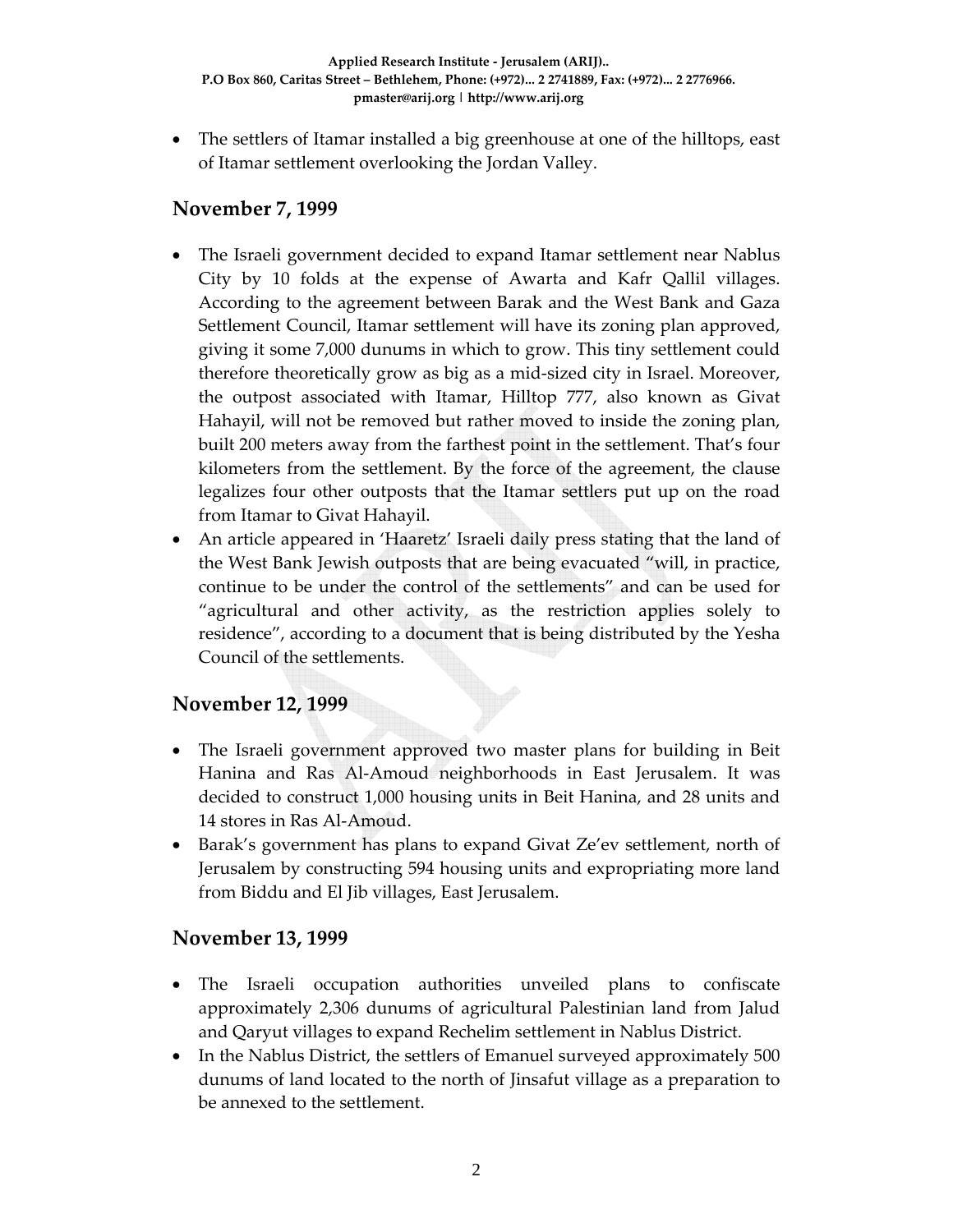- The settlers of Itamar installed a big greenhouse at one of the hilltops, east of Itamar settlement overlooking the Jordan Valley.

## November 7, 1999

- The Israeli government decided to expand Itamar settlement near Nablus City by 10 folds at the expense of Awarta and Kafr Qallil villages. According to the agreement between Barak and the West Bank and Gaza Settlement Council, Itamar settlement will have its zoning plan approved, giving it some 7,000 dunums in which to grow. This tiny settlement could therefore theoretically grow as big as a mid-sized city in Israel. Moreover, the outpost associated with Itamar, Hilltop 777, also known as Givat Hahayil, will not be removed but rather moved to inside the zoning plan, built 200 meters away from the farthest point in the settlement. That's four kilometers from the settlement. By the force of the agreement, the clause legalizes four other outposts that the Itamar settlers put up on the road from Itamar to Givat Hahayil.
- An article appeared in 'Haaretz' Israeli daily press stating that the land of the West Bank Jewish outposts that are being evacuated "will, in practice, continue to be under the control of the settlements" and can be used for "agricultural and other activity, as the restriction applies solely to residence", according to a document that is being distributed by the Yesha Council of the settlements.

## November 12, 1999

- The Israeli government approved two master plans for building in Beit Hanina and Ras Al-Amoud neighborhoods in East Jerusalem. It was decided to construct 1,000 housing units in Beit Hanina, and 28 units and 14 stores in Ras Al-Amoud.
- Barak's government has plans to expand Givat Ze'ev settlement, north of Jerusalem by constructing 594 housing units and expropriating more land from Biddu and El Jib villages, East Jerusalem.

## November 13, 1999

- The Israeli occupation authorities unveiled plans to confiscate approximately 2,306 dunums of agricultural Palestinian land from Jalud and Qaryut villages to expand Rechelim settlement in Nablus District.
- In the Nablus District, the settlers of Emanuel surveyed approximately 500 dunums of land located to the north of Jinsafut village as a preparation to be annexed to the settlement.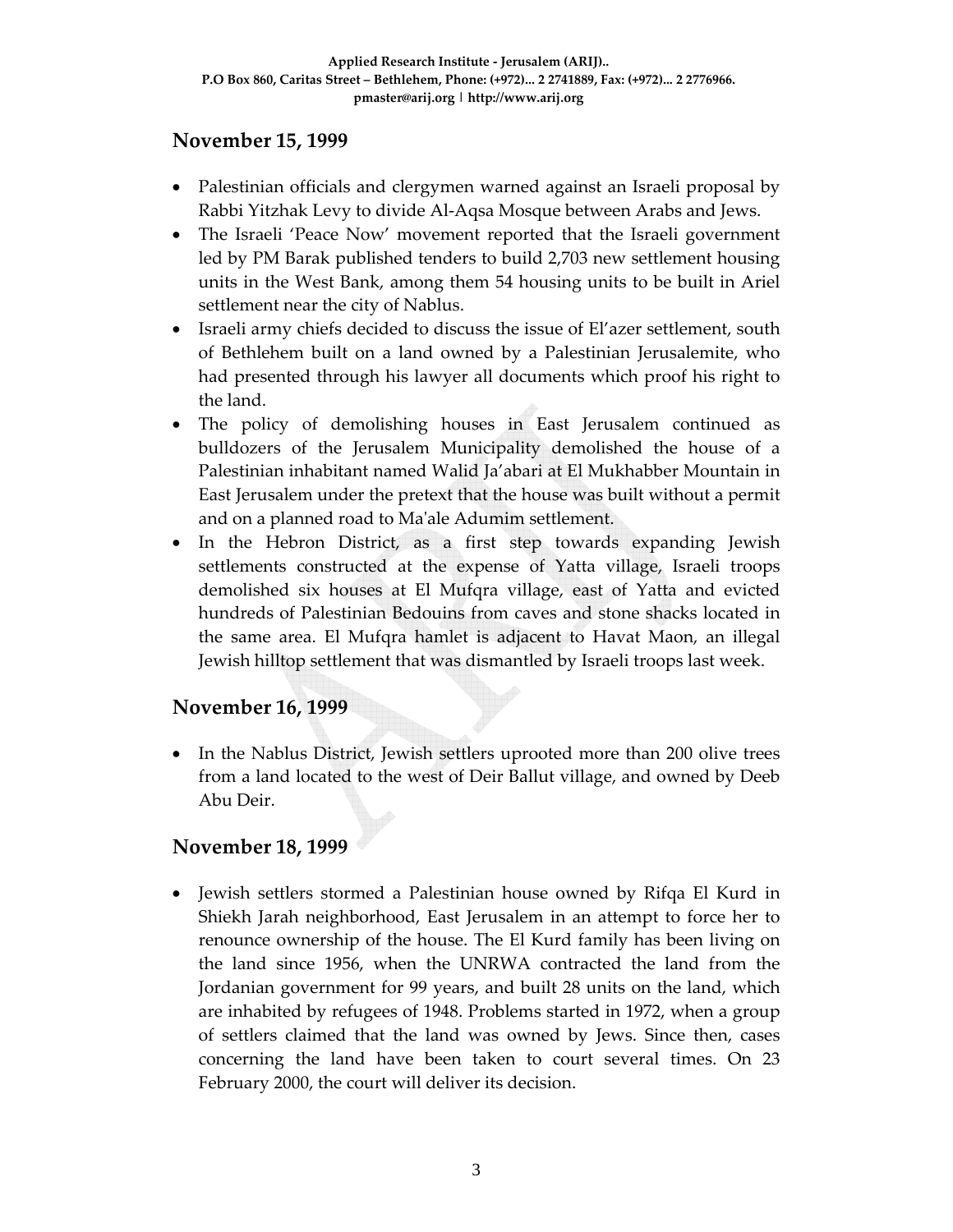## November 15, 1999

- Palestinian officials and clergymen warned against an Israeli proposal by Rabbi Yitzhak Levy to divide Al-Aqsa Mosque between Arabs and Jews.
- The Israeli 'Peace Now' movement reported that the Israeli government led by PM Barak published tenders to build 2,703 new settlement housing units in the West Bank, among them 54 housing units to be built in Ariel settlement near the city of Nablus.
- Israeli army chiefs decided to discuss the issue of El'azer settlement, south of Bethlehem built on a land owned by a Palestinian Jerusalemite, who had presented through his lawyer all documents which proof his right to the land.
- The policy of demolishing houses in East Jerusalem continued as bulldozers of the Jerusalem Municipality demolished the house of a Palestinian inhabitant named Walid Ja'abari at El Mukhabber Mountain in East Jerusalem under the pretext that the house was built without a permit and on a planned road to Ma'ale Adumim settlement.
- In the Hebron District, as a first step towards expanding Jewish settlements constructed at the expense of Yatta village, Israeli troops demolished six houses at El Mufqra village, east of Yatta and evicted hundreds of Palestinian Bedouins from caves and stone shacks located in the same area. El Mufqra hamlet is adjacent to Havat Maon, an illegal Jewish hilltop settlement that was dismantled by Israeli troops last week.

## November 16, 1999

- In the Nablus District, Jewish settlers uprooted more than 200 olive trees from a land located to the west of Deir Ballut village, and owned by Deeb Abu Deir.

## November 18, 1999

- Jewish settlers stormed a Palestinian house owned by Rifqa El Kurd in Shiekh Jarah neighborhood, East Jerusalem in an attempt to force her to renounce ownership of the house. The El Kurd family has been living on the land since 1956, when the UNRWA contracted the land from the Jordanian government for 99 years, and built 28 units on the land, which are inhabited by refugees of 1948. Problems started in 1972, when a group of settlers claimed that the land was owned by Jews. Since then, cases concerning the land have been taken to court several times. On 23 February 2000, the court will deliver its decision.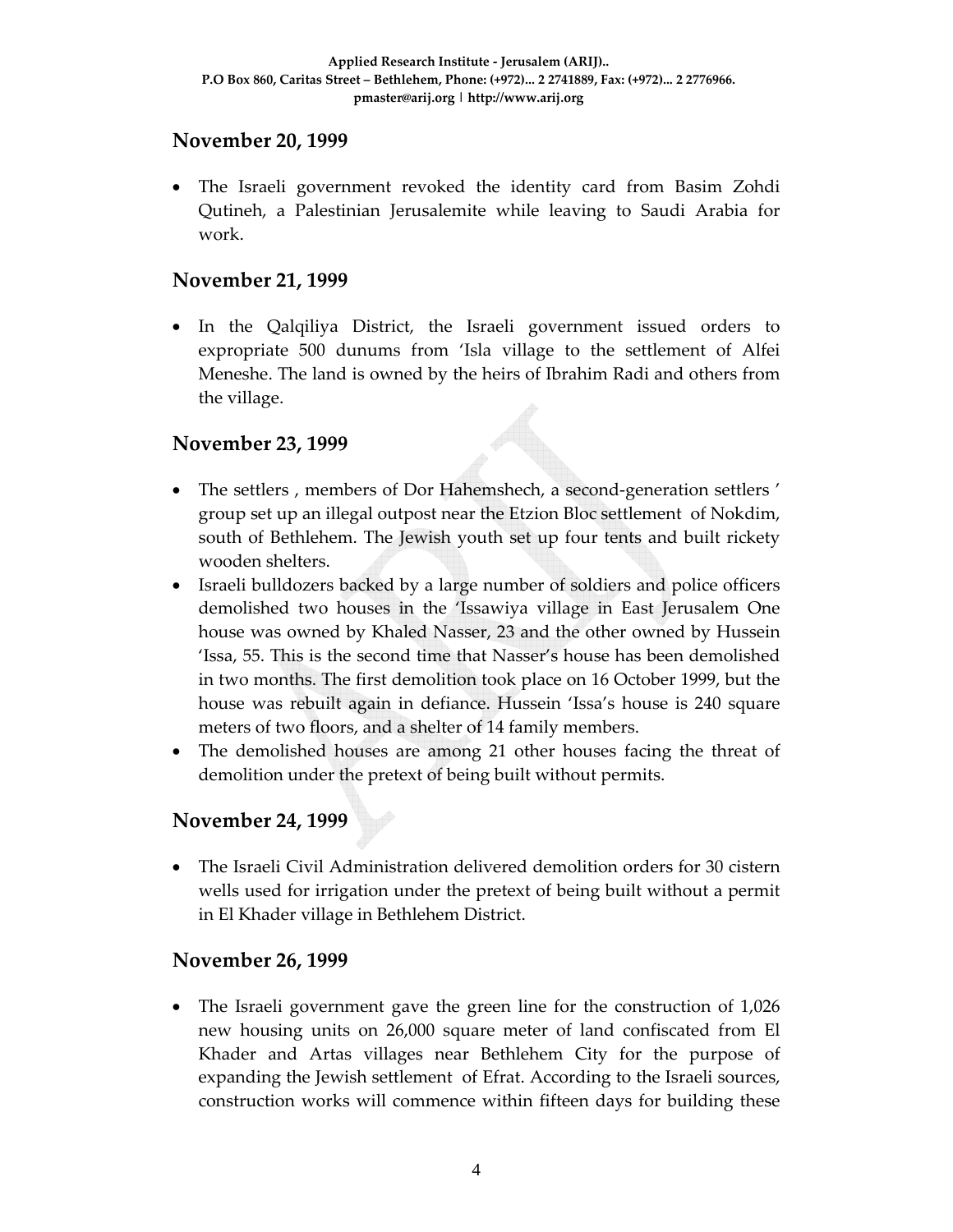## November 20, 1999

- The Israeli government revoked the identity card from Basim Zohdi Qutineh, a Palestinian Jerusalemite while leaving to Saudi Arabia for work.

## November 21, 1999

- In the Qalqiliya District, the Israeli government issued orders to expropriate 500 dunums from 'Isla village to the settlement of Alfei Meneshe. The land is owned by the heirs of Ibrahim Radi and others from the village.

## November 23, 1999

- The settlers , members of Dor Hahemshech, a second-generation settlers ' group set up an illegal outpost near the Etzion Bloc settlement of Nokdim, south of Bethlehem. The Jewish youth set up four tents and built rickety wooden shelters.
- Israeli bulldozers backed by a large number of soldiers and police officers demolished two houses in the 'Issawiya village in East Jerusalem One house was owned by Khaled Nasser, 23 and the other owned by Hussein 'Issa, 55. This is the second time that Nasser's house has been demolished in two months. The first demolition took place on 16 October 1999, but the house was rebuilt again in defiance. Hussein 'Issa's house is 240 square meters of two floors, and a shelter of 14 family members.
- The demolished houses are among 21 other houses facing the threat of demolition under the pretext of being built without permits.

## November 24, 1999

- The Israeli Civil Administration delivered demolition orders for 30 cistern wells used for irrigation under the pretext of being built without a permit in El Khader village in Bethlehem District.

## November 26, 1999

- The Israeli government gave the green line for the construction of 1,026 new housing units on 26,000 square meter of land confiscated from El Khader and Artas villages near Bethlehem City for the purpose of expanding the Jewish settlement of Efrat. According to the Israeli sources, construction works will commence within fifteen days for building these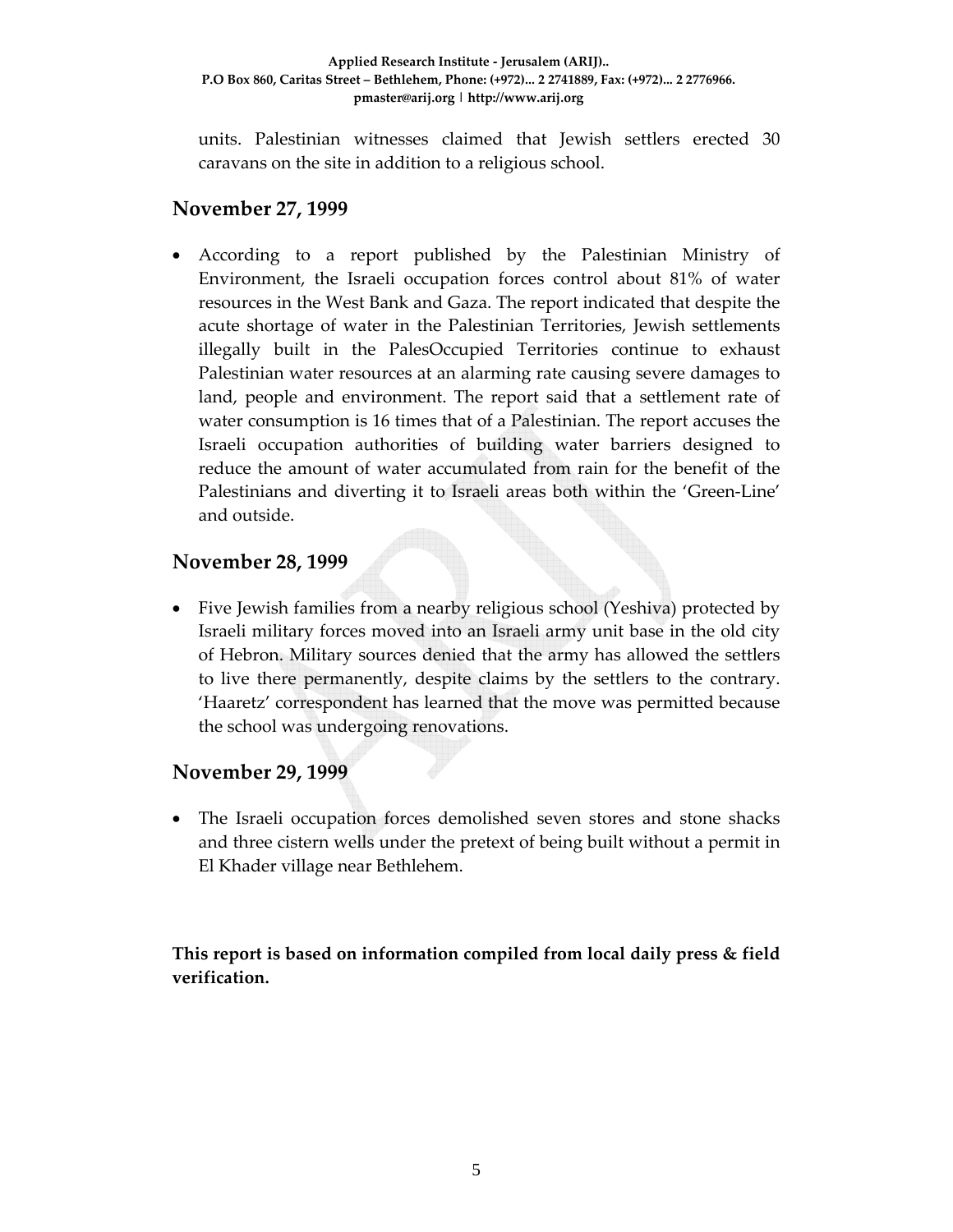units. Palestinian witnesses claimed that Jewish settlers erected 30 caravans on the site in addition to a religious school.

## November 27, 1999

- According to a report published by the Palestinian Ministry of Environment, the Israeli occupation forces control about 81% of water resources in the West Bank and Gaza. The report indicated that despite the acute shortage of water in the Palestinian Territories, Jewish settlements illegally built in the PalesOccupied Territories continue to exhaust Palestinian water resources at an alarming rate causing severe damages to land, people and environment. The report said that a settlement rate of water consumption is 16 times that of a Palestinian. The report accuses the Israeli occupation authorities of building water barriers designed to reduce the amount of water accumulated from rain for the benefit of the Palestinians and diverting it to Israeli areas both within the 'Green-Line' and outside.

## November 28, 1999

- Five Jewish families from a nearby religious school (Yeshiva) protected by Israeli military forces moved into an Israeli army unit base in the old city of Hebron. Military sources denied that the army has allowed the settlers to live there permanently, despite claims by the settlers to the contrary. 'Haaretz' correspondent has learned that the move was permitted because the school was undergoing renovations.

## November 29, 1999

- The Israeli occupation forces demolished seven stores and stone shacks and three cistern wells under the pretext of being built without a permit in El Khader village near Bethlehem.

**This report is based on information compiled from local daily press & field verification.**